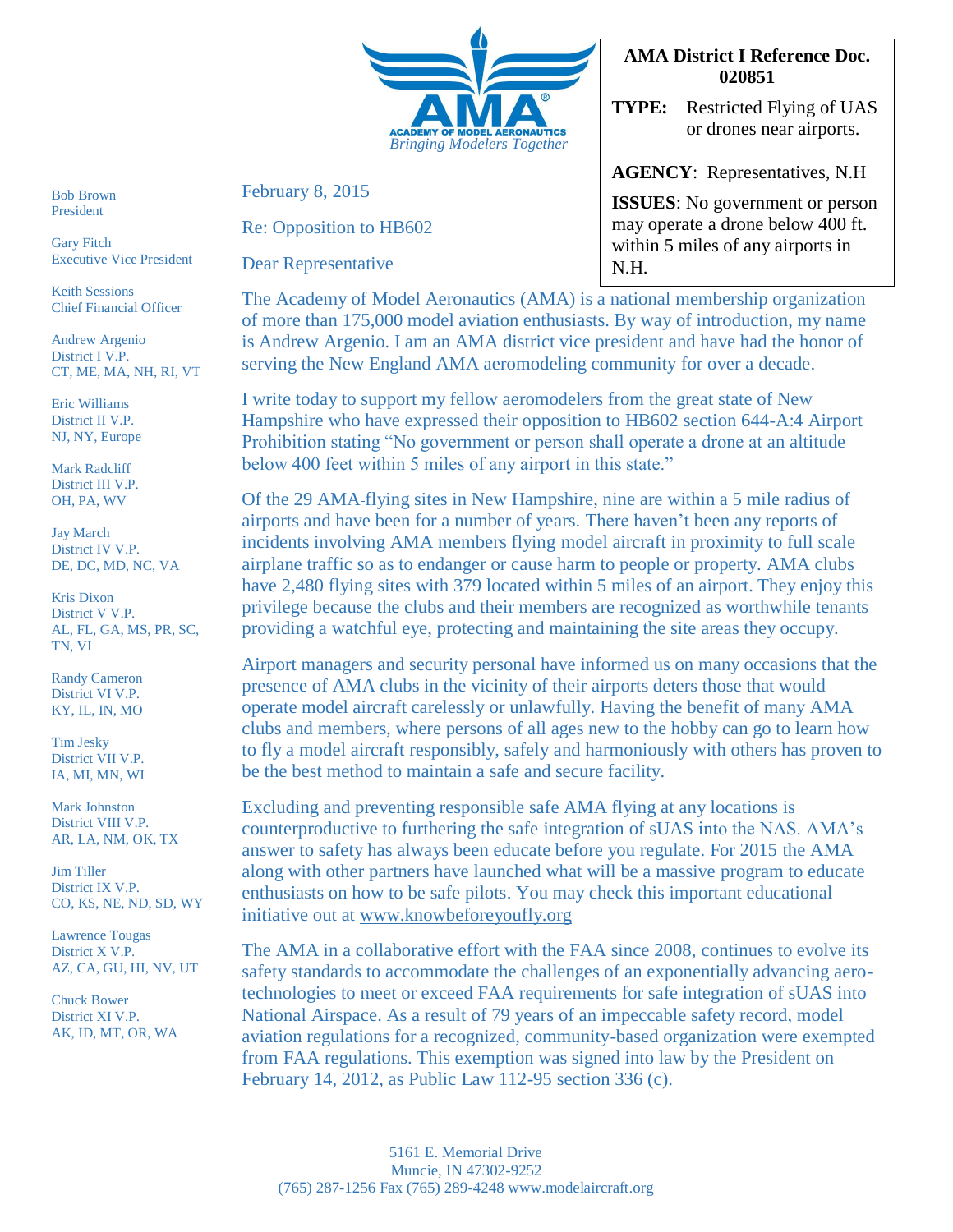**ACADEMY OF MODEL AERONAUTICS**
*Bringing Modelers Together*

**AMA District I Reference Doc. 020851**

**TYPE:** Restricted Flying of UAS or drones near airports.

**AGENCY**: Representatives, N.H

**ISSUES**: No government or person may operate a drone below 400 ft. within 5 miles of any airports in N.H.

Bob Brown
President

Gary Fitch
Executive Vice President

Keith Sessions
Chief Financial Officer

Andrew Argenio
District I V.P.
CT, ME, MA, NH, RI, VT

Eric Williams
District II V.P.
NJ, NY, Europe

Mark Radcliff
District III V.P.
OH, PA, WV

Jay March
District IV V.P.
DE, DC, MD, NC, VA

Kris Dixon
District V V.P.
AL, FL, GA, MS, PR, SC, TN, VI

Randy Cameron
District VI V.P.
KY, IL, IN, MO

Tim Jesky
District VII V.P.
IA, MI, MN, WI

Mark Johnston
District VIII V.P.
AR, LA, NM, OK, TX

Jim Tiller
District IX V.P.
CO, KS, NE, ND, SD, WY

Lawrence Tougas
District X V.P.
AZ, CA, GU, HI, NV, UT

Chuck Bower
District XI V.P.
AK, ID, MT, OR, WA

February 8, 2015

Re: Opposition to HB602

Dear Representative

The Academy of Model Aeronautics (AMA) is a national membership organization of more than 175,000 model aviation enthusiasts. By way of introduction, my name is Andrew Argenio. I am an AMA district vice president and have had the honor of serving the New England AMA aeromodeling community for over a decade.

I write today to support my fellow aeromodelers from the great state of New Hampshire who have expressed their opposition to HB602 section 644-A:4 Airport Prohibition stating "No government or person shall operate a drone at an altitude below 400 feet within 5 miles of any airport in this state."

Of the 29 AMA-flying sites in New Hampshire, nine are within a 5 mile radius of airports and have been for a number of years. There haven't been any reports of incidents involving AMA members flying model aircraft in proximity to full scale airplane traffic so as to endanger or cause harm to people or property. AMA clubs have 2,480 flying sites with 379 located within 5 miles of an airport. They enjoy this privilege because the clubs and their members are recognized as worthwhile tenants providing a watchful eye, protecting and maintaining the site areas they occupy.

Airport managers and security personal have informed us on many occasions that the presence of AMA clubs in the vicinity of their airports deters those that would operate model aircraft carelessly or unlawfully. Having the benefit of many AMA clubs and members, where persons of all ages new to the hobby can go to learn how to fly a model aircraft responsibly, safely and harmoniously with others has proven to be the best method to maintain a safe and secure facility.

Excluding and preventing responsible safe AMA flying at any locations is counterproductive to furthering the safe integration of sUAS into the NAS. AMA's answer to safety has always been educate before you regulate. For 2015 the AMA along with other partners have launched what will be a massive program to educate enthusiasts on how to be safe pilots. You may check this important educational initiative out at www.knowbeforeyoufly.org

The AMA in a collaborative effort with the FAA since 2008, continues to evolve its safety standards to accommodate the challenges of an exponentially advancing aero-technologies to meet or exceed FAA requirements for safe integration of sUAS into National Airspace. As a result of 79 years of an impeccable safety record, model aviation regulations for a recognized, community-based organization were exempted from FAA regulations. This exemption was signed into law by the President on February 14, 2012, as Public Law 112-95 section 336 (c).

5161 E. Memorial Drive
Muncie, IN 47302-9252
(765) 287-1256 Fax (765) 289-4248 www.modelaircraft.org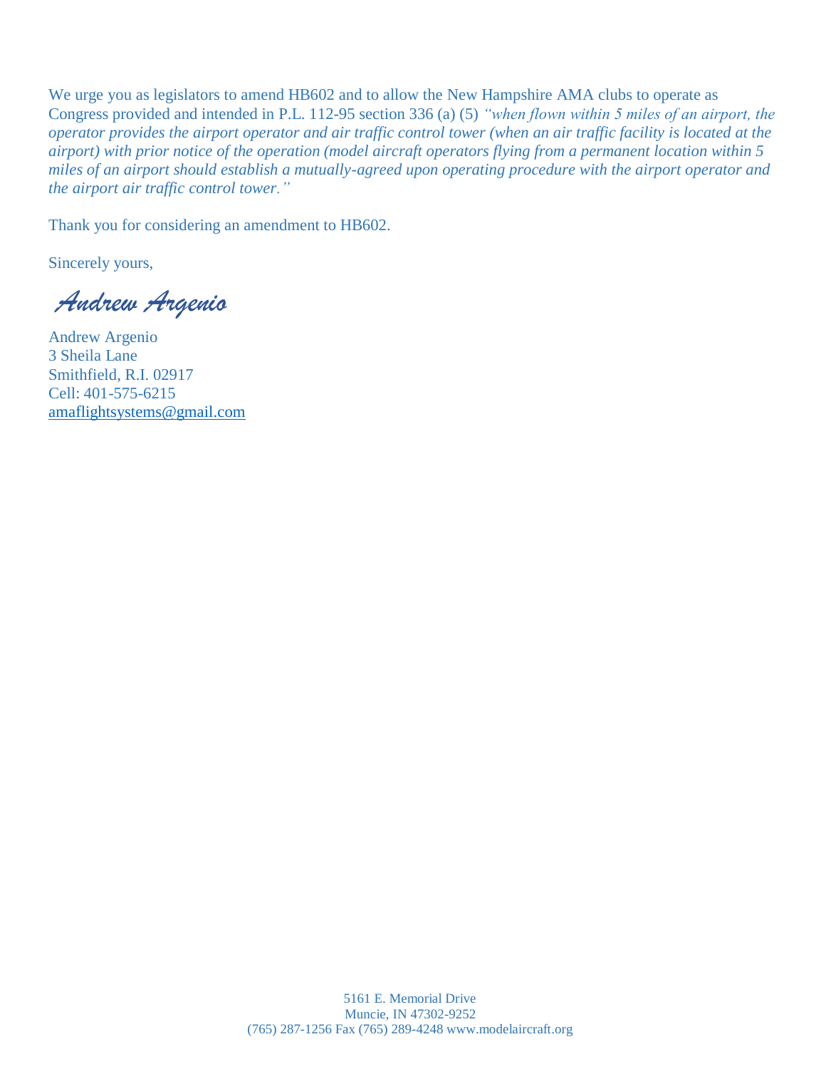We urge you as legislators to amend HB602 and to allow the New Hampshire AMA clubs to operate as Congress provided and intended in P.L. 112-95 section 336 (a) (5) *"when flown within 5 miles of an airport, the operator provides the airport operator and air traffic control tower (when an air traffic facility is located at the airport) with prior notice of the operation (model aircraft operators flying from a permanent location within 5 miles of an airport should establish a mutually-agreed upon operating procedure with the airport operator and the airport air traffic control tower."*

Thank you for considering an amendment to HB602.

Sincerely yours,

*Andrew Argenio*

Andrew Argenio
3 Sheila Lane
Smithfield, R.I. 02917
Cell: 401-575-6215
amaflightsystems@gmail.com

5161 E. Memorial Drive
Muncie, IN 47302-9252
(765) 287-1256 Fax (765) 289-4248 www.modelaircraft.org